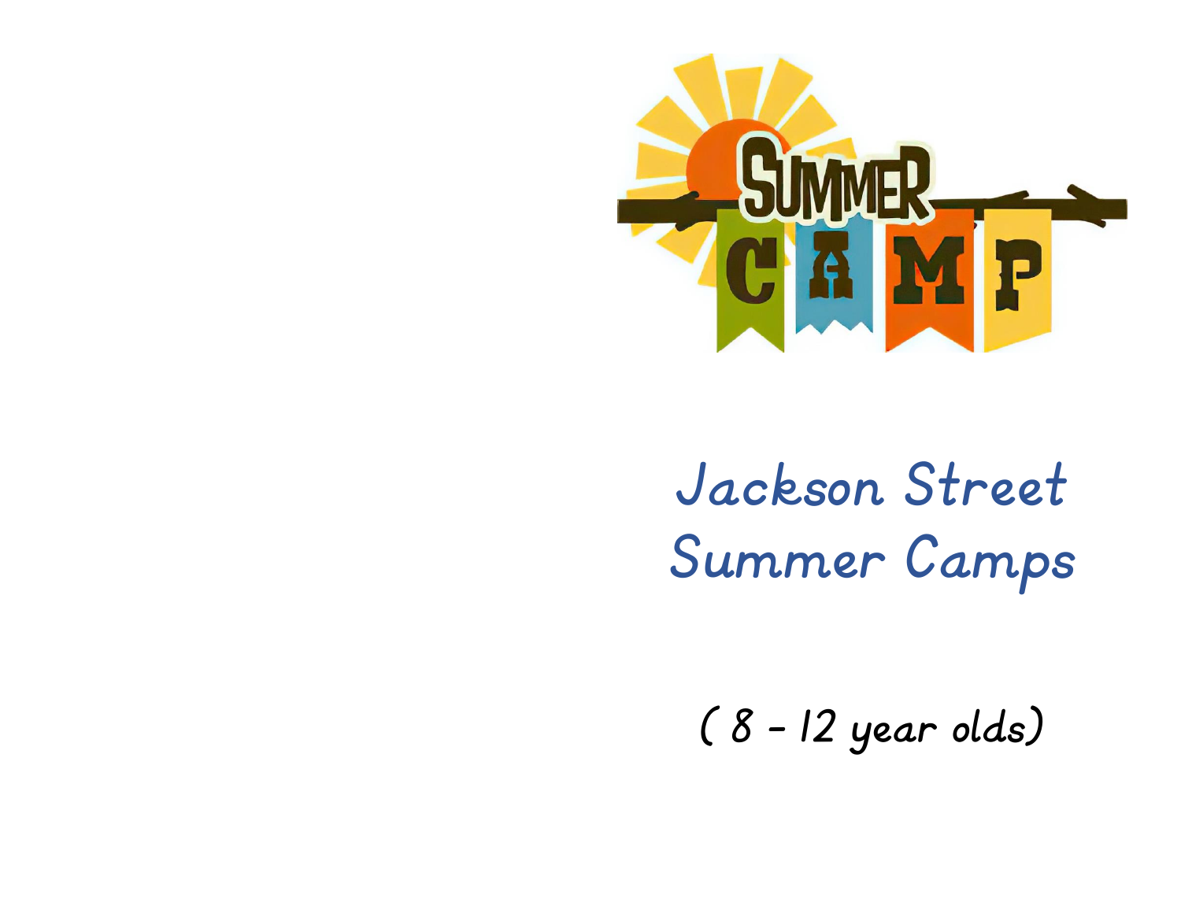# Jackson Street Summer Camps

( 8 - 12 year olds)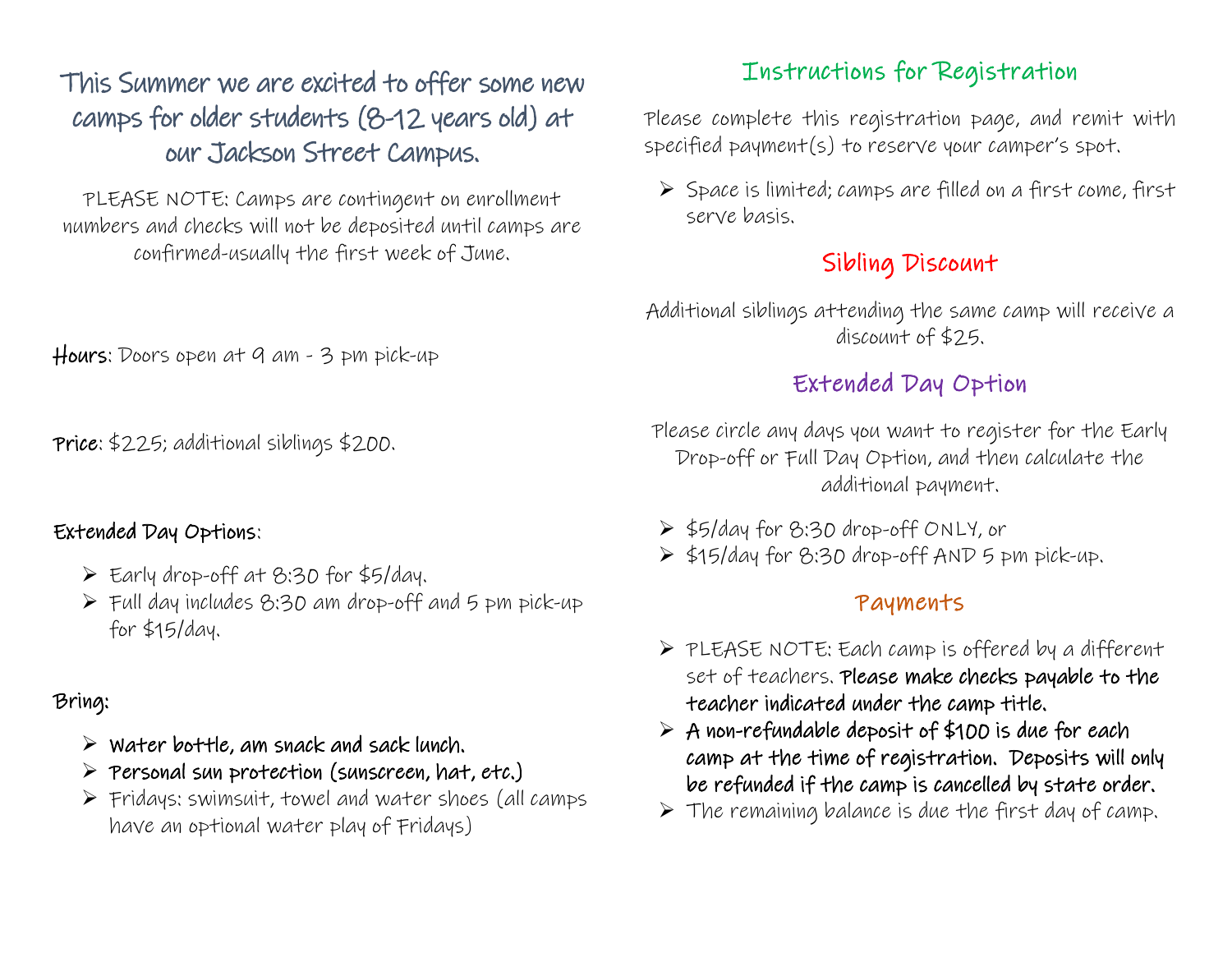## This Summer we are excited to offer some new camps for older students (8-12 years old) at our Jackson Street Campus.

PLEASE NOTE: Camps are contingent on enrollment numbers and checks will not be deposited until camps are confirmed-usually the first week of June.

**Hours**: Doors open at 9 am - 3 pm pick-up

**Price**: $225; additional siblings $200.

**Extended Day Options**:

- Early drop-off at 8:30 for $5/day.
- Full day includes 8:30 am drop-off and 5 pm pick-up for $15/day.

**Bring:**

- **Water bottle, am snack and sack lunch.**
- **Personal sun protection (sunscreen, hat, etc.)**
- Fridays: swimsuit, towel and water shoes (all camps have an optional water play of Fridays)

## Instructions for Registration

Please complete this registration page, and remit with specified payment(s) to reserve your camper's spot.

- Space is limited; camps are filled on a first come, first serve basis.

## Sibling Discount

Additional siblings attending the same camp will receive a discount of $25.

## Extended Day Option

Please circle any days you want to register for the Early Drop-off or Full Day Option, and then calculate the additional payment.

- $5/day for 8:30 drop-off ONLY, or
- $15/day for 8:30 drop-off AND 5 pm pick-up.

## Payments

- PLEASE NOTE: Each camp is offered by a different set of teachers. **Please make checks payable to the teacher indicated under the camp title.**
- **A non-refundable deposit of $100 is due for each camp at the time of registration. Deposits will only be refunded if the camp is cancelled by state order.**
- The remaining balance is due the first day of camp.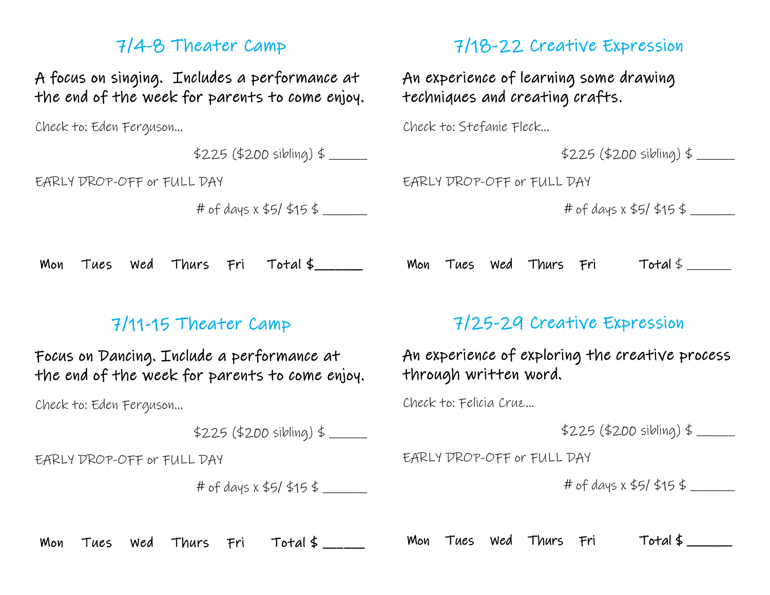## 7/4-8 Theater Camp

A focus on singing.  Includes a performance at the end of the week for parents to come enjoy.

Check to: Eden Ferguson...

$225 ($200 sibling) $ ______

EARLY DROP-OFF or FULL DAY

# of days x $5/ $15 $ _______

Mon    Tues    Wed    Thurs    Fri    Total $_______

## 7/11-15 Theater Camp

Focus on Dancing. Include a performance at the end of the week for parents to come enjoy.

Check to: Eden Ferguson...

$225 ($200 sibling) $ ______

EARLY DROP-OFF or FULL DAY

# of days x $5/ $15 $ _______

Mon    Tues    Wed    Thurs    Fri    Total $ ______

## 7/18-22 Creative Expression

An experience of learning some drawing techniques and creating crafts.

Check to: Stefanie Fleck...

$225 ($200 sibling) $ ______

EARLY DROP-OFF or FULL DAY

# of days x $5/ $15 $ _______

Mon    Tues    Wed    Thurs    Fri    Total $ _______

## 7/25-29 Creative Expression

An experience of exploring the creative process through written word.

Check to: Felicia Cruz...

$225 ($200 sibling) $ ______

EARLY DROP-OFF or FULL DAY

# of days x $5/ $15 $ _______

Mon    Tues    Wed    Thurs    Fri    Total $ _______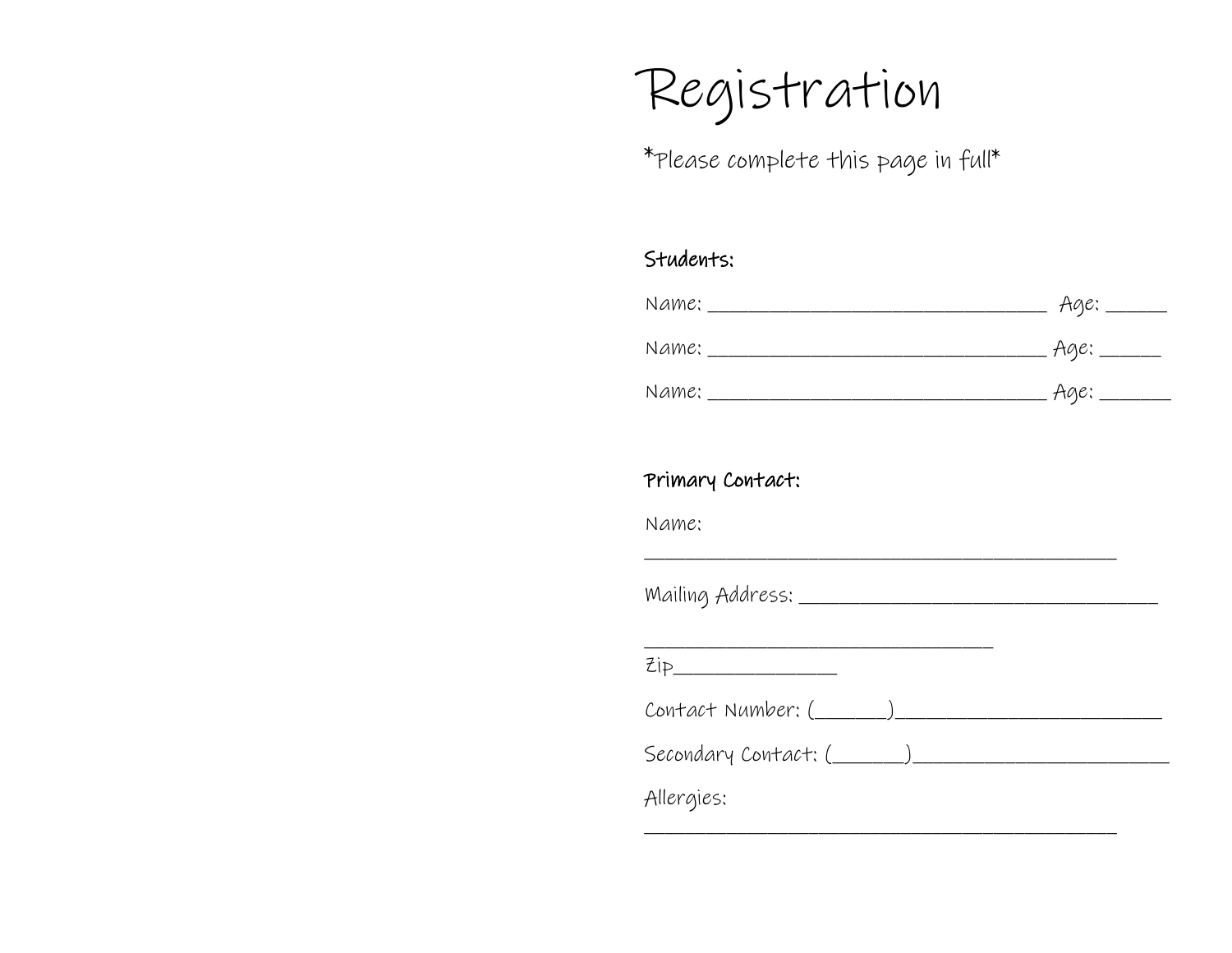# Registration

*Please complete this page in full*

**Students:**

Name: ________________________________ Age: ______

Name: ________________________________ Age: ______

Name: ________________________________ Age: _______

**Primary Contact:**

Name:

_____________________________________________

Mailing Address: __________________________________

_________________________________

Zip_______________

Contact Number: (_______)_________________________

Secondary Contact: (_______)________________________

Allergies:

_____________________________________________